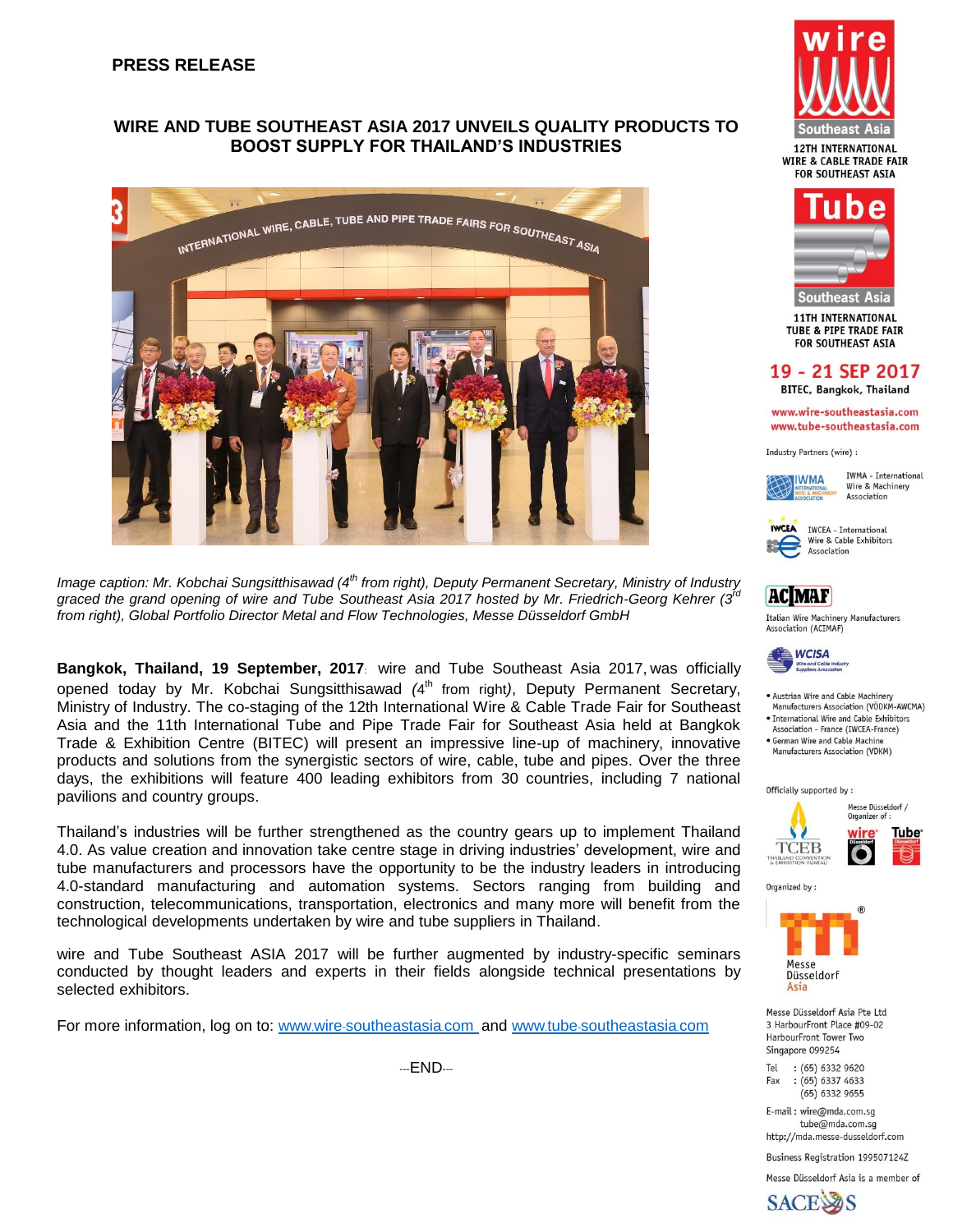**PRESS RELEASE**

## WIRE AND TUBE SOUTHEAST ASIA 2017 UNVEILS QUALITY PRODUCTS TO BOOST SUPPLY FOR THAILAND'S INDUSTRIES

*Image caption: Mr. Kobchai Sungsitthisawad (4th from right), Deputy Permanent Secretary, Ministry of Industry graced the grand opening of wire and Tube Southeast Asia 2017 hosted by Mr. Friedrich-Georg Kehrer (3rd from right), Global Portfolio Director Metal and Flow Technologies, Messe Düsseldorf GmbH*

**Bangkok, Thailand, 19 September, 2017**: wire and Tube Southeast Asia 2017, was officially opened today by Mr. Kobchai Sungsitthisawad (4th from right), Deputy Permanent Secretary, Ministry of Industry. The co-staging of the 12th International Wire & Cable Trade Fair for Southeast Asia and the 11th International Tube and Pipe Trade Fair for Southeast Asia held at Bangkok Trade & Exhibition Centre (BITEC) will present an impressive line-up of machinery, innovative products and solutions from the synergistic sectors of wire, cable, tube and pipes. Over the three days, the exhibitions will feature 400 leading exhibitors from 30 countries, including 7 national pavilions and country groups.

Thailand's industries will be further strengthened as the country gears up to implement Thailand 4.0. As value creation and innovation take centre stage in driving industries' development, wire and tube manufacturers and processors have the opportunity to be the industry leaders in introducing 4.0-standard manufacturing and automation systems. Sectors ranging from building and construction, telecommunications, transportation, electronics and many more will benefit from the technological developments undertaken by wire and tube suppliers in Thailand.

wire and Tube Southeast ASIA 2017 will be further augmented by industry-specific seminars conducted by thought leaders and experts in their fields alongside technical presentations by selected exhibitors.

For more information, log on to: www.wire-southeastasia.com and www.tube-southeastasia.com

---END---

wire Southeast Asia
12TH INTERNATIONAL WIRE & CABLE TRADE FAIR FOR SOUTHEAST ASIA

Tube Southeast Asia
11TH INTERNATIONAL TUBE & PIPE TRADE FAIR FOR SOUTHEAST ASIA

**19 - 21 SEP 2017**
BITEC, Bangkok, Thailand

www.wire-southeastasia.com
www.tube-southeastasia.com

Industry Partners (wire) :

- IWMA - International Wire & Machinery Association
- IWCEA - International Wire & Cable Exhibitors Association
- Italian Wire Machinery Manufacturers Association (ACIMAF)
- WCISA - Wire and Cable Industry Suppliers Association
- Austrian Wire and Cable Machinery Manufacturers Association (VÖDKM-AWCMA)
- International Wire and Cable Exhibitors Association - France (IWCEA-France)
- German Wire and Cable Machine Manufacturers Association (VDKM)

Officially supported by : TCEB Thailand Convention & Exhibition Bureau

Messe Düsseldorf / Organizer of : wire Düsseldorf, Tube Düsseldorf

Organized by : Messe Düsseldorf Asia

Messe Düsseldorf Asia Pte Ltd
3 HarbourFront Place #09-02
HarbourFront Tower Two
Singapore 099254

Tel : (65) 6332 9620
Fax : (65) 6337 4633
(65) 6332 9655

E-mail : wire@mda.com.sg
tube@mda.com.sg
http://mda.messe-dusseldorf.com

Business Registration 199507124Z

Messe Düsseldorf Asia is a member of SACEOS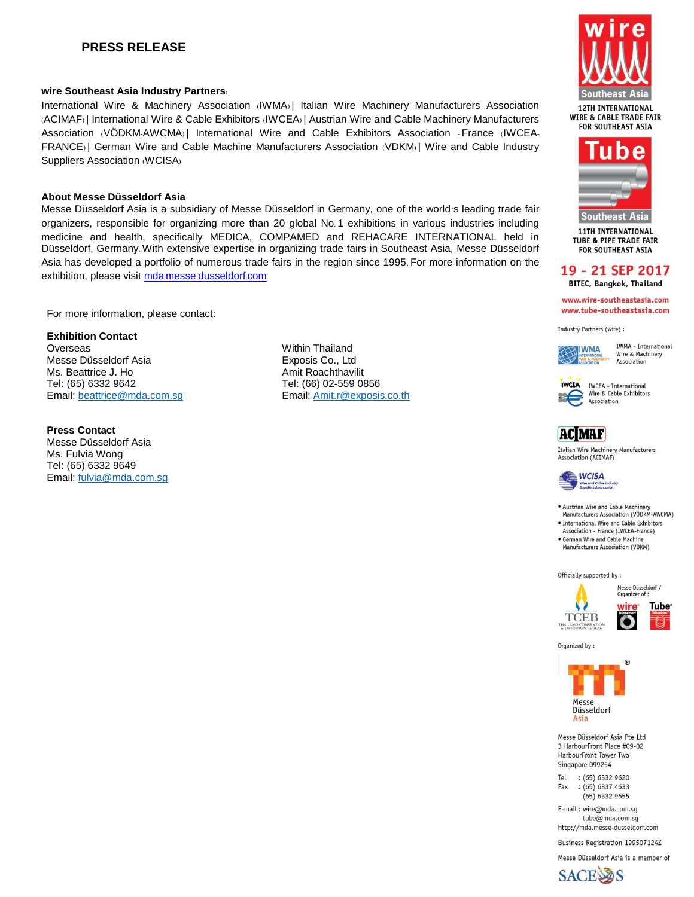# PRESS RELEASE

**wire Southeast Asia Industry Partners:**

International Wire & Machinery Association (IWMA) | Italian Wire Machinery Manufacturers Association (ACIMAF) | International Wire & Cable Exhibitors (IWCEA) | Austrian Wire and Cable Machinery Manufacturers Association (VÖDKM-AWCMA) | International Wire and Cable Exhibitors Association - France (IWCEA-FRANCE) | German Wire and Cable Machine Manufacturers Association (VDKM) | Wire and Cable Industry Suppliers Association (WCISA)

**About Messe Düsseldorf Asia**

Messe Düsseldorf Asia is a subsidiary of Messe Düsseldorf in Germany, one of the world's leading trade fair organizers, responsible for organizing more than 20 global No. 1 exhibitions in various industries including medicine and health, specifically MEDICA, COMPAMED and REHACARE INTERNATIONAL held in Düsseldorf, Germany. With extensive expertise in organizing trade fairs in Southeast Asia, Messe Düsseldorf Asia has developed a portfolio of numerous trade fairs in the region since 1995. For more information on the exhibition, please visit mda.messe-dusseldorf.com

For more information, please contact:

**Exhibition Contact**

Overseas
Messe Düsseldorf Asia
Ms. Beattrice J. Ho
Tel: (65) 6332 9642
Email: beattrice@mda.com.sg

Within Thailand
Exposis Co., Ltd
Amit Roachthavilit
Tel: (66) 02-559 0856
Email: Amit.r@exposis.co.th

**Press Contact**

Messe Düsseldorf Asia
Ms. Fulvia Wong
Tel: (65) 6332 9649
Email: fulvia@mda.com.sg

wire Southeast Asia
12TH INTERNATIONAL WIRE & CABLE TRADE FAIR FOR SOUTHEAST ASIA

Tube Southeast Asia
11TH INTERNATIONAL TUBE & PIPE TRADE FAIR FOR SOUTHEAST ASIA

19 - 21 SEP 2017
BITEC, Bangkok, Thailand

www.wire-southeastasia.com
www.tube-southeastasia.com

Industry Partners (wire) :

IWMA - International Wire & Machinery Association

IWCEA - International Wire & Cable Exhibitors Association

Italian Wire Machinery Manufacturers Association (ACIMAF)

WCISA - Wire and Cable Industry Suppliers Association

- Austrian Wire and Cable Machinery Manufacturers Association (VÖDKM-AWCMA)
- International Wire and Cable Exhibitors Association - France (IWCEA-France)
- German Wire and Cable Machine Manufacturers Association (VDKM)

Officially supported by :

TCEB THAILAND CONVENTION & EXHIBITION BUREAU

Messe Düsseldorf / Organizer of : wire Düsseldorf, Tube Düsseldorf

Organized by :

Messe Düsseldorf Asia

Messe Düsseldorf Asia Pte Ltd
3 HarbourFront Place #09-02
HarbourFront Tower Two
Singapore 099254

Tel : (65) 6332 9620
Fax : (65) 6337 4633
(65) 6332 9655

E-mail : wire@mda.com.sg
tube@mda.com.sg
http://mda.messe-dusseldorf.com

Business Registration 199507124Z

Messe Düsseldorf Asia is a member of SACEOS